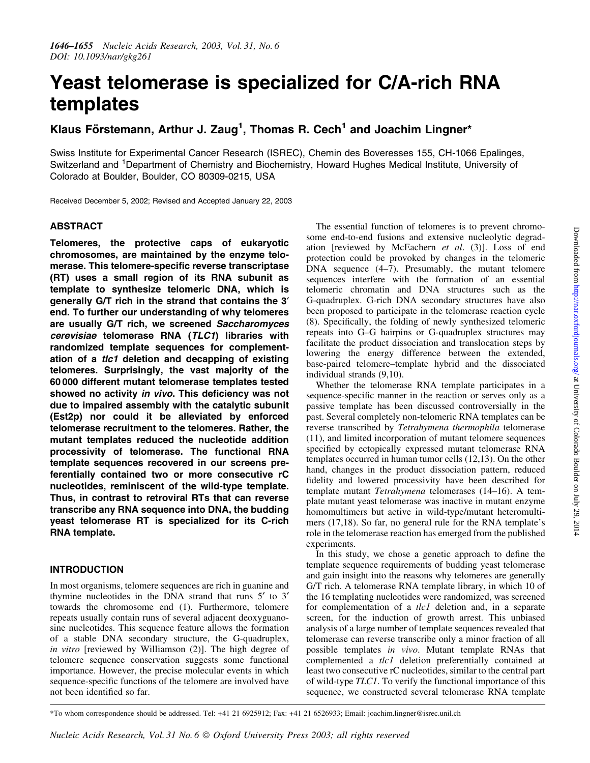# Yeast telomerase is specialized for C/A-rich RNA templates

**Klaus Förstemann, Arthur J. Zaug[1], Thomas R. Cech[1] and Joachim Lingner***

Swiss Institute for Experimental Cancer Research (ISREC), Chemin des Boveresses 155, CH-1066 Epalinges, Switzerland and [1]Department of Chemistry and Biochemistry, Howard Hughes Medical Institute, University of Colorado at Boulder, Boulder, CO 80309-0215, USA

Received December 5, 2002; Revised and Accepted January 22, 2003

## ABSTRACT

**Telomeres, the protective caps of eukaryotic chromosomes, are maintained by the enzyme telomerase. This telomere-specific reverse transcriptase (RT) uses a small region of its RNA subunit as template to synthesize telomeric DNA, which is generally G/T rich in the strand that contains the 3′ end. To further our understanding of why telomeres are usually G/T rich, we screened *Saccharomyces cerevisiae* telomerase RNA (*TLC1*) libraries with randomized template sequences for complementation of a *tlc1* deletion and decapping of existing telomeres. Surprisingly, the vast majority of the 60 000 different mutant telomerase templates tested showed no activity *in vivo*. This deficiency was not due to impaired assembly with the catalytic subunit (Est2p) nor could it be alleviated by enforced telomerase recruitment to the telomeres. Rather, the mutant templates reduced the nucleotide addition processivity of telomerase. The functional RNA template sequences recovered in our screens preferentially contained two or more consecutive rC nucleotides, reminiscent of the wild-type template. Thus, in contrast to retroviral RTs that can reverse transcribe any RNA sequence into DNA, the budding yeast telomerase RT is specialized for its C-rich RNA template.**

## INTRODUCTION

In most organisms, telomere sequences are rich in guanine and thymine nucleotides in the DNA strand that runs 5′ to 3′ towards the chromosome end (1). Furthermore, telomere repeats usually contain runs of several adjacent deoxyguanosine nucleotides. This sequence feature allows the formation of a stable DNA secondary structure, the G-quadruplex, *in vitro* [reviewed by Williamson (2)]. The high degree of telomere sequence conservation suggests some functional importance. However, the precise molecular events in which sequence-specific functions of the telomere are involved have not been identified so far.

The essential function of telomeres is to prevent chromosome end-to-end fusions and extensive nucleolytic degradation [reviewed by McEachern *et al*. (3)]. Loss of end protection could be provoked by changes in the telomeric DNA sequence (4–7). Presumably, the mutant telomere sequences interfere with the formation of an essential telomeric chromatin and DNA structures such as the G-quadruplex. G-rich DNA secondary structures have also been proposed to participate in the telomerase reaction cycle (8). Specifically, the folding of newly synthesized telomeric repeats into G–G hairpins or G-quadruplex structures may facilitate the product dissociation and translocation steps by lowering the energy difference between the extended, base-paired telomere–template hybrid and the dissociated individual strands (9,10).

Whether the telomerase RNA template participates in a sequence-specific manner in the reaction or serves only as a passive template has been discussed controversially in the past. Several completely non-telomeric RNA templates can be reverse transcribed by *Tetrahymena thermophila* telomerase (11), and limited incorporation of mutant telomere sequences specified by ectopically expressed mutant telomerase RNA templates occurred in human tumor cells (12,13). On the other hand, changes in the product dissociation pattern, reduced fidelity and lowered processivity have been described for template mutant *Tetrahymena* telomerases (14–16). A template mutant yeast telomerase was inactive in mutant enzyme homomultimers but active in wild-type/mutant heteromultimers (17,18). So far, no general rule for the RNA template's role in the telomerase reaction has emerged from the published experiments.

In this study, we chose a genetic approach to define the template sequence requirements of budding yeast telomerase and gain insight into the reasons why telomeres are generally G/T rich. A telomerase RNA template library, in which 10 of the 16 templating nucleotides were randomized, was screened for complementation of a *tlc1* deletion and, in a separate screen, for the induction of growth arrest. This unbiased analysis of a large number of template sequences revealed that telomerase can reverse transcribe only a minor fraction of all possible templates *in vivo*. Mutant template RNAs that complemented a *tlc1* deletion preferentially contained at least two consecutive rC nucleotides, similar to the central part of wild-type *TLC1*. To verify the functional importance of this sequence, we constructed several telomerase RNA template

*To whom correspondence should be addressed. Tel: +41 21 6925912; Fax: +41 21 6526933; Email: joachim.lingner@isrec.unil.ch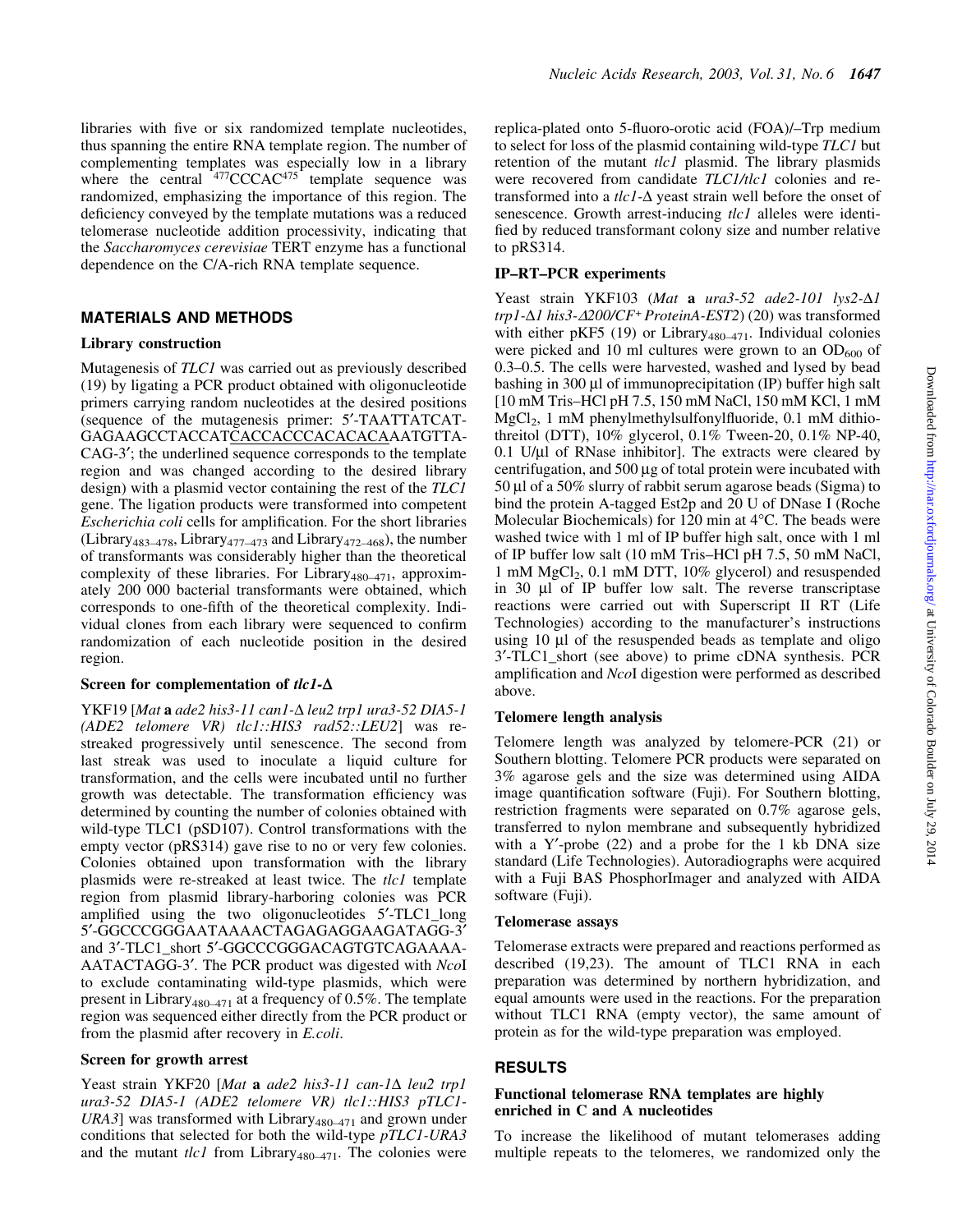libraries with five or six randomized template nucleotides, thus spanning the entire RNA template region. The number of complementing templates was especially low in a library where the central $^{477}$CCCAC$^{475}$ template sequence was randomized, emphasizing the importance of this region. The deficiency conveyed by the template mutations was a reduced telomerase nucleotide addition processivity, indicating that the *Saccharomyces cerevisiae* TERT enzyme has a functional dependence on the C/A-rich RNA template sequence.

## MATERIALS AND METHODS

### Library construction

Mutagenesis of *TLC1* was carried out as previously described (19) by ligating a PCR product obtained with oligonucleotide primers carrying random nucleotides at the desired positions (sequence of the mutagenesis primer: 5′-TAATTATCAT-GAGAAGCCTACCATCACCACCCACACACAAATGTTA-CAG-3′; the underlined sequence corresponds to the template region and was changed according to the desired library design) with a plasmid vector containing the rest of the *TLC1* gene. The ligation products were transformed into competent *Escherichia coli* cells for amplification. For the short libraries (Library$_{483–478}$, Library$_{477–473}$ and Library$_{472–468}$), the number of transformants was considerably higher than the theoretical complexity of these libraries. For Library$_{480–471}$, approximately 200 000 bacterial transformants were obtained, which corresponds to one-fifth of the theoretical complexity. Individual clones from each library were sequenced to confirm randomization of each nucleotide position in the desired region.

### Screen for complementation of *tlc1*-Δ

YKF19 [*Mat* **a** *ade2 his3-11 can1-Δ leu2 trp1 ura3-52 DIA5-1 (ADE2 telomere VR) tlc1::HIS3 rad52::LEU2*] was re-streaked progressively until senescence. The second from last streak was used to inoculate a liquid culture for transformation, and the cells were incubated until no further growth was detectable. The transformation efficiency was determined by counting the number of colonies obtained with wild-type TLC1 (pSD107). Control transformations with the empty vector (pRS314) gave rise to no or very few colonies. Colonies obtained upon transformation with the library plasmids were re-streaked at least twice. The *tlc1* template region from plasmid library-harboring colonies was PCR amplified using the two oligonucleotides 5′-TLC1_long 5′-GGCCCGGGAATAAAACTAGAGAGGAAGATAGG-3′ and 3′-TLC1_short 5′-GGCCCGGGACAGTGTCAGAAAA-AATACTAGG-3′. The PCR product was digested with *Nco*I to exclude contaminating wild-type plasmids, which were present in Library$_{480–471}$ at a frequency of 0.5%. The template region was sequenced either directly from the PCR product or from the plasmid after recovery in *E.coli*.

### Screen for growth arrest

Yeast strain YKF20 [*Mat* **a** *ade2 his3-11 can-1Δ leu2 trp1 ura3-52 DIA5-1 (ADE2 telomere VR) tlc1::HIS3 pTLC1-URA3*] was transformed with Library$_{480–471}$ and grown under conditions that selected for both the wild-type *pTLC1-URA3* and the mutant *tlc1* from Library$_{480–471}$. The colonies were replica-plated onto 5-fluoro-orotic acid (FOA)/–Trp medium to select for loss of the plasmid containing wild-type *TLC1* but retention of the mutant *tlc1* plasmid. The library plasmids were recovered from candidate *TLC1/tlc1* colonies and re-transformed into a *tlc1*-Δ yeast strain well before the onset of senescence. Growth arrest-inducing *tlc1* alleles were identified by reduced transformant colony size and number relative to pRS314.

### IP–RT–PCR experiments

Yeast strain YKF103 (*Mat* **a** *ura3-52 ade2-101 lys2-Δ1 trp1-Δ1 his3-Δ200/CF*$^{+}$ *ProteinA-EST2*) (20) was transformed with either pKF5 (19) or Library$_{480–471}$. Individual colonies were picked and 10 ml cultures were grown to an $OD_{600}$ of 0.3–0.5. The cells were harvested, washed and lysed by bead bashing in 300 µl of immunoprecipitation (IP) buffer high salt [10 mM Tris–HCl pH 7.5, 150 mM NaCl, 150 mM KCl, 1 mM $MgCl_2$, 1 mM phenylmethylsulfonylfluoride, 0.1 mM dithiothreitol (DTT), 10% glycerol, 0.1% Tween-20, 0.1% NP-40, 0.1 U/µl of RNase inhibitor]. The extracts were cleared by centrifugation, and 500 µg of total protein were incubated with 50 µl of a 50% slurry of rabbit serum agarose beads (Sigma) to bind the protein A-tagged Est2p and 20 U of DNase I (Roche Molecular Biochemicals) for 120 min at 4°C. The beads were washed twice with 1 ml of IP buffer high salt, once with 1 ml of IP buffer low salt (10 mM Tris–HCl pH 7.5, 50 mM NaCl, 1 mM $MgCl_2$, 0.1 mM DTT, 10% glycerol) and resuspended in 30 µl of IP buffer low salt. The reverse transcriptase reactions were carried out with Superscript II RT (Life Technologies) according to the manufacturer's instructions using 10 µl of the resuspended beads as template and oligo 3′-TLC1_short (see above) to prime cDNA synthesis. PCR amplification and *Nco*I digestion were performed as described above.

### Telomere length analysis

Telomere length was analyzed by telomere-PCR (21) or Southern blotting. Telomere PCR products were separated on 3% agarose gels and the size was determined using AIDA image quantification software (Fuji). For Southern blotting, restriction fragments were separated on 0.7% agarose gels, transferred to nylon membrane and subsequently hybridized with a Y′-probe (22) and a probe for the 1 kb DNA size standard (Life Technologies). Autoradiographs were acquired with a Fuji BAS PhosphorImager and analyzed with AIDA software (Fuji).

### Telomerase assays

Telomerase extracts were prepared and reactions performed as described (19,23). The amount of TLC1 RNA in each preparation was determined by northern hybridization, and equal amounts were used in the reactions. For the preparation without TLC1 RNA (empty vector), the same amount of protein as for the wild-type preparation was employed.

## RESULTS

### Functional telomerase RNA templates are highly enriched in C and A nucleotides

To increase the likelihood of mutant telomerases adding multiple repeats to the telomeres, we randomized only the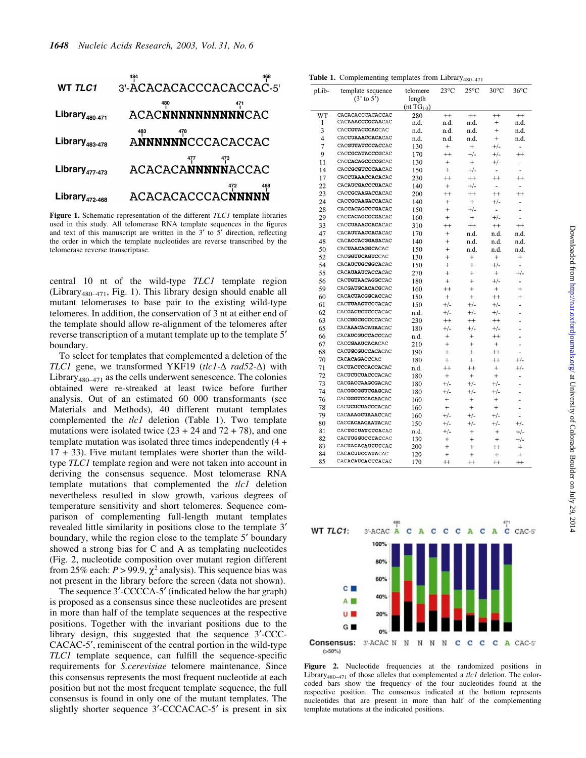WT *TLC1* 3'-ACACACACCCACACCAC-5' (positions 484 ... 468)

Library$_{480-471}$ ACACNNNNNNNNNNCAC

Library$_{483-478}$ ANNNNNNCCCACACCAC

Library$_{477-473}$ ACACACANNNNNACCAC

Library$_{472-468}$ ACACACACCCACNNNNN

**Figure 1.** Schematic representation of the different *TLC1* template libraries used in this study. All telomerase RNA template sequences in the figures and text of this manuscript are written in the 3′ to 5′ direction, reflecting the order in which the template nucleotides are reverse transcribed by the telomerase reverse transcriptase.

central 10 nt of the wild-type *TLC1* template region (Library$_{480-471}$, Fig. 1). This library design should enable all mutant telomerases to base pair to the existing wild-type telomeres. In addition, the conservation of 3 nt at either end of the template should allow re-alignment of the telomeres after reverse transcription of a mutant template up to the template 5′ boundary.

To select for templates that complemented a deletion of the *TLC1* gene, we transformed YKF19 (*tlc1-Δ rad52-Δ*) with Library$_{480-471}$ as the cells underwent senescence. The colonies obtained were re-streaked at least twice before further analysis. Out of an estimated 60 000 transformants (see Materials and Methods), 40 different mutant templates complemented the *tlc1* deletion (Table 1). Two template mutations were isolated twice (23 + 24 and 72 + 78), and one template mutation was isolated three times independently (4 + 17 + 33). Five mutant templates were shorter than the wild-type *TLC1* template region and were not taken into account in deriving the consensus sequence. Most telomerase RNA template mutations that complemented the *tlc1* deletion nevertheless resulted in slow growth, various degrees of temperature sensitivity and short telomeres. Sequence comparison of complementing full-length mutant templates revealed little similarity in positions close to the template 3′ boundary, while the region close to the template 5′ boundary showed a strong bias for C and A as templating nucleotides (Fig. 2, nucleotide composition over mutant region different from 25% each: $P > 99.9$, $\chi^2$ analysis). This sequence bias was not present in the library before the screen (data not shown).

The sequence 3′-CCCCA-5′ (indicated below the bar graph) is proposed as a consensus since these nucleotides are present in more than half of the template sequences at the respective positions. Together with the invariant positions due to the library design, this suggested that the sequence 3′-CCC-CACAC-5′, reminiscent of the central portion in the wild-type *TLC1* template sequence, can fulfill the sequence-specific requirements for *S.cerevisiae* telomere maintenance. Since this consensus represents the most frequent nucleotide at each position but not the most frequent template sequence, the full consensus is found in only one of the mutant templates. The slightly shorter sequence 3′-CCCACAC-5′ is present in six

**Table 1.** Complementing templates from Library$_{480-471}$

| pLib- | template sequence (3' to 5') | telomere length (nt $TG_{1-3}$) | 23°C | 25°C | 30°C | 36°C |
|---|---|---|---|---|---|---|
| WT | CACACACCCACACCAC | 280 | ++ | ++ | ++ | ++ |
| 1 | CACAAACCCGCAACAC | n.d. | n.d. | n.d. | + | n.d. |
| 3 | CACCGUACCCACCAC | n.d. | n.d. | n.d. | + | n.d. |
| 4 | CACCUAAACCACACAC | n.d. | n.d. | n.d. | + | n.d. |
| 7 | CACGUUAUCCCACCAC | 130 | + | + | +/- | - |
| 9 | CACCGCAUACCCGCAC | 170 | ++ | +/- | +/- | ++ |
| 11 | CACCACAGCCCCGCAC | 130 | + | + | +/- | - |
| 14 | CACCGCGUCCCAACAC | 150 | + | +/- | - | - |
| 17 | CACCUAAACCACACAC | 230 | ++ | ++ | ++ | ++ |
| 22 | CACAUCGACCCUACAC | 140 | + | +/- | - | - |
| 23 | CACCGCAAGACCACAC | 200 | ++ | ++ | ++ | ++ |
| 24 | CACCGCAAGACCACAC | 140 | + | + | +/- | - |
| 28 | CACCACAGCCCGACAC | 150 | + | +/- | - | - |
| 29 | CACCACAGCCCGACAC | 160 | + | + | +/- | - |
| 33 | CACCUAAACCACACAC | 310 | ++ | ++ | ++ | ++ |
| 47 | CACAUUAACCACACAC | 170 | + | n.d. | n.d. | n.d. |
| 48 | CACACCACGGAGACAC | 140 | + | n.d. | n.d. | n.d. |
| 50 | CACUAACAGGCACAC | 150 | + | n.d. | n.d. | n.d. |
| 52 | CACGGUUCAGUCCAC | 130 | + | + | + | + |
| 54 | CACAUCUGCGGCACAC | 150 | + | + | +/- | - |
| 55 | CACAUAAUCACCACAC | 270 | + | + | + | +/- |
| 56 | CACUGUAACAGGCCAC | 180 | + | + | +/- | - |
| 59 | CACGAUGCACACGCAC | 160 | ++ | + | + | + |
| 60 | CACACUACGGCACCAC | 150 | + | + | ++ | + |
| 61 | CACUUAAGUCCCACAC | 150 | +/- | +/- | +/- | - |
| 62 | CACGACUCUCCCACAC | n.d. | +/- | +/- | +/- | - |
| 63 | CACCGGCGCCCCACAC | 230 | ++ | ++ | ++ | - |
| 65 | CACAAACACAUAACAC | 180 | +/- | +/- | +/- | - |
| 66 | CACAUCGUCCACCCAC | n.d. | + | + | ++ | - |
| 67 | CACCGAAUCACACAC | 210 | + | + | + | - |
| 68 | CACUGCGUCCACACAC | 190 | + | + | ++ | - |
| 70 | CACACAGACCCAC | 180 | + | + | ++ | +/- |
| 71 | CACUACUCCACCACAC | n.d. | ++ | ++ | + | +/- |
| 72 | CACUCUCUACCCACAC | 180 | + | + | + | - |
| 73 | CACGACCAAGCGACAC | 180 | +/- | +/- | +/- | - |
| 74 | CACGGCGGUCGAGCAC | 180 | +/- | +/- | +/- | - |
| 76 | CACGGGUCCACAACAC | 160 | + | + | + | - |
| 78 | CACUCUCUACCCACAC | 160 | + | + | + | - |
| 79 | CACAAGCUAAACCCAC | 160 | +/- | +/- | +/- | - |
| 80 | CACCACAACAAUACAC | 150 | +/- | +/- | +/- | +/- |
| 81 | CACUGCUAUCCCACAC | n.d. | +/- | + | + | +/- |
| 82 | CACUUGGUCCCACCAC | 130 | + | + | + | +/- |
| 83 | CACUACACAUCUCCAC | 200 | + | + | ++ | + |
| 84 | CACACUUCCAUACAC | 120 | + | + | + | + |
| 85 | CACACAUCACCCACAC | 170 | ++ | ++ | ++ | ++ |

WT *TLC1*: 3'-ACAC A C A C C C A C A C CAC-5' (positions 480 ... 471)

Consensus (>50%): 3'-ACAC N N N N N C C C C A CAC-5'

**Figure 2.** Nucleotide frequencies at the randomized positions in Library$_{480-471}$ of those alleles that complemented a *tlc1* deletion. The color-coded bars show the frequency of the four nucleotides found at the respective position. The consensus indicated at the bottom represents nucleotides that are present in more than half of the complementing template mutations at the indicated positions.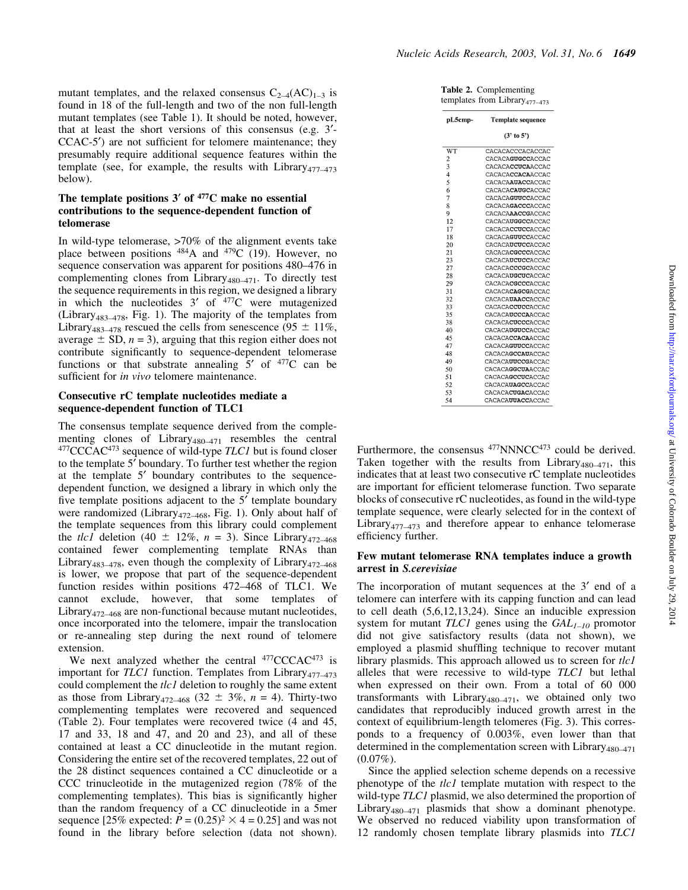mutant templates, and the relaxed consensus $C_{2-4}(AC)_{1-3}$ is found in 18 of the full-length and two of the non full-length mutant templates (see Table 1). It should be noted, however, that at least the short versions of this consensus (e.g. 3′-CCAC-5′) are not sufficient for telomere maintenance; they presumably require additional sequence features within the template (see, for example, the results with Library$_{477–473}$ below).

### The template positions 3′ of $^{477}$C make no essential contributions to the sequence-dependent function of telomerase

In wild-type telomerase, >70% of the alignment events take place between positions $^{484}$A and $^{479}$C (19). However, no sequence conservation was apparent for positions 480–476 in complementing clones from Library$_{480–471}$. To directly test the sequence requirements in this region, we designed a library in which the nucleotides 3′ of $^{477}$C were mutagenized (Library$_{483–478}$, Fig. 1). The majority of the templates from Library$_{483–478}$ rescued the cells from senescence (95 ± 11%, average ± SD, $n = 3$), arguing that this region either does not contribute significantly to sequence-dependent telomerase functions or that substrate annealing 5′ of $^{477}$C can be sufficient for *in vivo* telomere maintenance.

### Consecutive rC template nucleotides mediate a sequence-dependent function of TLC1

The consensus template sequence derived from the complementing clones of Library$_{480–471}$ resembles the central $^{477}$CCCAC$^{473}$ sequence of wild-type *TLC1* but is found closer to the template 5′ boundary. To further test whether the region at the template 5′ boundary contributes to the sequence-dependent function, we designed a library in which only the five template positions adjacent to the 5′ template boundary were randomized (Library$_{472–468}$, Fig. 1). Only about half of the template sequences from this library could complement the *tlc1* deletion (40 ± 12%, $n = 3$). Since Library$_{472–468}$ contained fewer complementing template RNAs than Library$_{483–478}$, even though the complexity of Library$_{472–468}$ is lower, we propose that part of the sequence-dependent function resides within positions 472–468 of TLC1. We cannot exclude, however, that some templates of Library$_{472–468}$ are non-functional because mutant nucleotides, once incorporated into the telomere, impair the translocation or re-annealing step during the next round of telomere extension.

We next analyzed whether the central $^{477}$CCCAC$^{473}$ is important for *TLC1* function. Templates from Library$_{477–473}$ could complement the *tlc1* deletion to roughly the same extent as those from Library$_{472–468}$ (32 ± 3%, $n = 4$). Thirty-two complementing templates were recovered and sequenced (Table 2). Four templates were recovered twice (4 and 45, 17 and 33, 18 and 47, and 20 and 23), and all of these contained at least a CC dinucleotide in the mutant region. Considering the entire set of the recovered templates, 22 out of the 28 distinct sequences contained a CC dinucleotide or a CCC trinucleotide in the mutagenized region (78% of the complementing templates). This bias is significantly higher than the random frequency of a CC dinucleotide in a 5mer sequence [25% expected: $P = (0.25)^2 \times 4 = 0.25$] and was not found in the library before selection (data not shown).

**Table 2.** Complementing templates from Library$_{477–473}$

| pL5cmp- | Template sequence (3′ to 5′) |
|---|---|
| WT | CACACACCCACACCAC |
| 2 | CACACA**GUGCC**ACCAC |
| 3 | CACACA**CCUCA**ACCAC |
| 4 | CACACA**CCACA**ACCAC |
| 5 | CACACA**AUACC**ACCAC |
| 6 | CACACA**CAUGC**ACCAC |
| 7 | CACACA**GUUCC**ACCAC |
| 8 | CACACA**GACCC**ACCAC |
| 9 | CACACA**AACCG**ACCAC |
| 12 | CACACA**UGGCC**ACCAC |
| 17 | CACACA**CCUCC**ACCAC |
| 18 | CACACA**GUUCC**ACCAC |
| 20 | CACACA**UCUCC**ACCAC |
| 21 | CACACA**CGCCC**ACCAC |
| 23 | CACACA**UCUCC**ACCAC |
| 27 | CACACA**CCCGC**ACCAC |
| 28 | CACACA**UGCUC**ACCAC |
| 29 | CACACA**CGCCC**ACCAC |
| 31 | CACACA**CAGCG**ACCAC |
| 32 | CACACA**UAACC**ACCAC |
| 33 | CACACA**CCUCC**ACCAC |
| 35 | CACACA**UCCCA**ACCAC |
| 38 | CACACA**CUCCC**ACCAC |
| 40 | CACACA**UGUCC**ACCAC |
| 45 | CACACA**CCACA**ACCAC |
| 47 | CACACA**GUUCC**ACCAC |
| 48 | CACACA**GCCAU**ACCAC |
| 49 | CACACA**UUCCG**ACCAC |
| 50 | CACACA**GGCUA**ACCAC |
| 51 | CACACA**GCCUC**ACCAC |
| 52 | CACACA**UAGCC**ACCAC |
| 53 | CACACA**CUGAC**ACCAC |
| 54 | CACACA**UUACC**ACCAC |

Furthermore, the consensus $^{477}$NNNCC$^{473}$ could be derived. Taken together with the results from Library$_{480–471}$, this indicates that at least two consecutive rC template nucleotides are important for efficient telomerase function. Two separate blocks of consecutive rC nucleotides, as found in the wild-type template sequence, were clearly selected for in the context of Library$_{477–473}$ and therefore appear to enhance telomerase efficiency further.

### Few mutant telomerase RNA templates induce a growth arrest in *S.cerevisiae*

The incorporation of mutant sequences at the 3′ end of a telomere can interfere with its capping function and can lead to cell death (5,6,12,13,24). Since an inducible expression system for mutant *TLC1* genes using the $GAL_{1–10}$ promotor did not give satisfactory results (data not shown), we employed a plasmid shuffling technique to recover mutant library plasmids. This approach allowed us to screen for *tlc1* alleles that were recessive to wild-type *TLC1* but lethal when expressed on their own. From a total of 60 000 transformants with Library$_{480–471}$, we obtained only two candidates that reproducibly induced growth arrest in the context of equilibrium-length telomeres (Fig. 3). This corresponds to a frequency of 0.003%, even lower than that determined in the complementation screen with Library$_{480–471}$ (0.07%).

Since the applied selection scheme depends on a recessive phenotype of the *tlc1* template mutation with respect to the wild-type *TLC1* plasmid, we also determined the proportion of Library$_{480–471}$ plasmids that show a dominant phenotype. We observed no reduced viability upon transformation of 12 randomly chosen template library plasmids into *TLC1*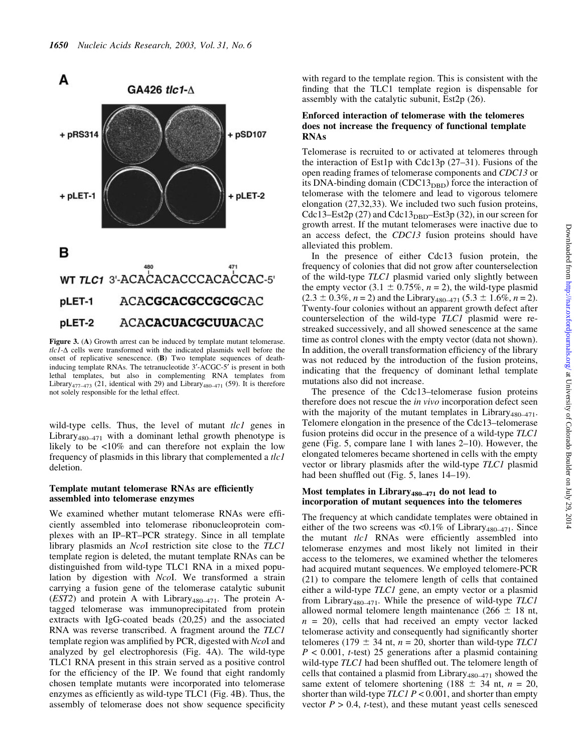**A**

GA426 *tlc1*-Δ

+ pRS314 + pSD107

+ pLET-1 + pLET-2

**B**

WT *TLC1* 3′-ACACACACCCACACCAC-5′ (positions 480 and 471 marked)

pLET-1 ACA**CGCACGCCGCG**CAC

pLET-2 ACA**CACUACGCUUA**CAC

**Figure 3.** (**A**) Growth arrest can be induced by template mutant telomerase. *tlc1*-Δ cells were transformed with the indicated plasmids well before the onset of replicative senescence. (**B**) Two template sequences of death-inducing template RNAs. The tetranucleotide 3′-ACGC-5′ is present in both lethal templates, but also in complementing RNA templates from $Library_{477–473}$ (21, identical with 29) and $Library_{480–471}$ (59). It is therefore not solely responsible for the lethal effect.

wild-type cells. Thus, the level of mutant *tlc1* genes in $Library_{480–471}$ with a dominant lethal growth phenotype is likely to be <10% and can therefore not explain the low frequency of plasmids in this library that complemented a *tlc1* deletion.

### Template mutant telomerase RNAs are efficiently assembled into telomerase enzymes

We examined whether mutant telomerase RNAs were efficiently assembled into telomerase ribonucleoprotein complexes with an IP–RT–PCR strategy. Since in all template library plasmids an *Nco*I restriction site close to the *TLC1* template region is deleted, the mutant template RNAs can be distinguished from wild-type TLC1 RNA in a mixed population by digestion with *Nco*I. We transformed a strain carrying a fusion gene of the telomerase catalytic subunit (*EST2*) and protein A with $Library_{480–471}$. The protein A-tagged telomerase was immunoprecipitated from protein extracts with IgG-coated beads (20,25) and the associated RNA was reverse transcribed. A fragment around the *TLC1* template region was amplified by PCR, digested with *Nco*I and analyzed by gel electrophoresis (Fig. 4A). The wild-type TLC1 RNA present in this strain served as a positive control for the efficiency of the IP. We found that eight randomly chosen template mutants were incorporated into telomerase enzymes as efficiently as wild-type TLC1 (Fig. 4B). Thus, the assembly of telomerase does not show sequence specificity with regard to the template region. This is consistent with the finding that the TLC1 template region is dispensable for assembly with the catalytic subunit, Est2p (26).

### Enforced interaction of telomerase with the telomeres does not increase the frequency of functional template RNAs

Telomerase is recruited to or activated at telomeres through the interaction of Est1p with Cdc13p (27–31). Fusions of the open reading frames of telomerase components and *CDC13* or its DNA-binding domain ($CDC13_{DBD}$) force the interaction of telomerase with the telomere and lead to vigorous telomere elongation (27,32,33). We included two such fusion proteins, Cdc13–Est2p (27) and $Cdc13_{DBD}$–Est3p (32), in our screen for growth arrest. If the mutant telomerases were inactive due to an access defect, the *CDC13* fusion proteins should have alleviated this problem.

In the presence of either Cdc13 fusion protein, the frequency of colonies that did not grow after counterselection of the wild-type *TLC1* plasmid varied only slightly between the empty vector (3.1 ± 0.75%, $n = 2$), the wild-type plasmid (2.3 ± 0.3%, $n = 2$) and the $Library_{480–471}$ (5.3 ± 1.6%, $n = 2$). Twenty-four colonies without an apparent growth defect after counterselection of the wild-type *TLC1* plasmid were restreaked successively, and all showed senescence at the same time as control clones with the empty vector (data not shown). In addition, the overall transformation efficiency of the library was not reduced by the introduction of the fusion proteins, indicating that the frequency of dominant lethal template mutations also did not increase.

The presence of the Cdc13–telomerase fusion proteins therefore does not rescue the *in vivo* incorporation defect seen with the majority of the mutant templates in $Library_{480–471}$. Telomere elongation in the presence of the Cdc13–telomerase fusion proteins did occur in the presence of a wild-type *TLC1* gene (Fig. 5, compare lane 1 with lanes 2–10). However, the elongated telomeres became shortened in cells with the empty vector or library plasmids after the wild-type *TLC1* plasmid had been shuffled out (Fig. 5, lanes 14–19).

### Most templates in $Library_{480–471}$ do not lead to incorporation of mutant sequences into the telomeres

The frequency at which candidate templates were obtained in either of the two screens was <0.1% of $Library_{480–471}$. Since the mutant *tlc1* RNAs were efficiently assembled into telomerase enzymes and most likely not limited in their access to the telomeres, we examined whether the telomeres had acquired mutant sequences. We employed telomere-PCR (21) to compare the telomere length of cells that contained either a wild-type *TLC1* gene, an empty vector or a plasmid from $Library_{480–471}$. While the presence of wild-type *TLC1* allowed normal telomere length maintenance (266 ± 18 nt, $n = 20$), cells that had received an empty vector lacked telomerase activity and consequently had significantly shorter telomeres (179 ± 34 nt, $n = 20$, shorter than wild-type *TLC1* $P < 0.001$, *t*-test) 25 generations after a plasmid containing wild-type *TLC1* had been shuffled out. The telomere length of cells that contained a plasmid from $Library_{480–471}$ showed the same extent of telomere shortening (188 ± 34 nt, $n = 20$, shorter than wild-type *TLC1* $P < 0.001$, and shorter than empty vector $P > 0.4$, *t*-test), and these mutant yeast cells senesced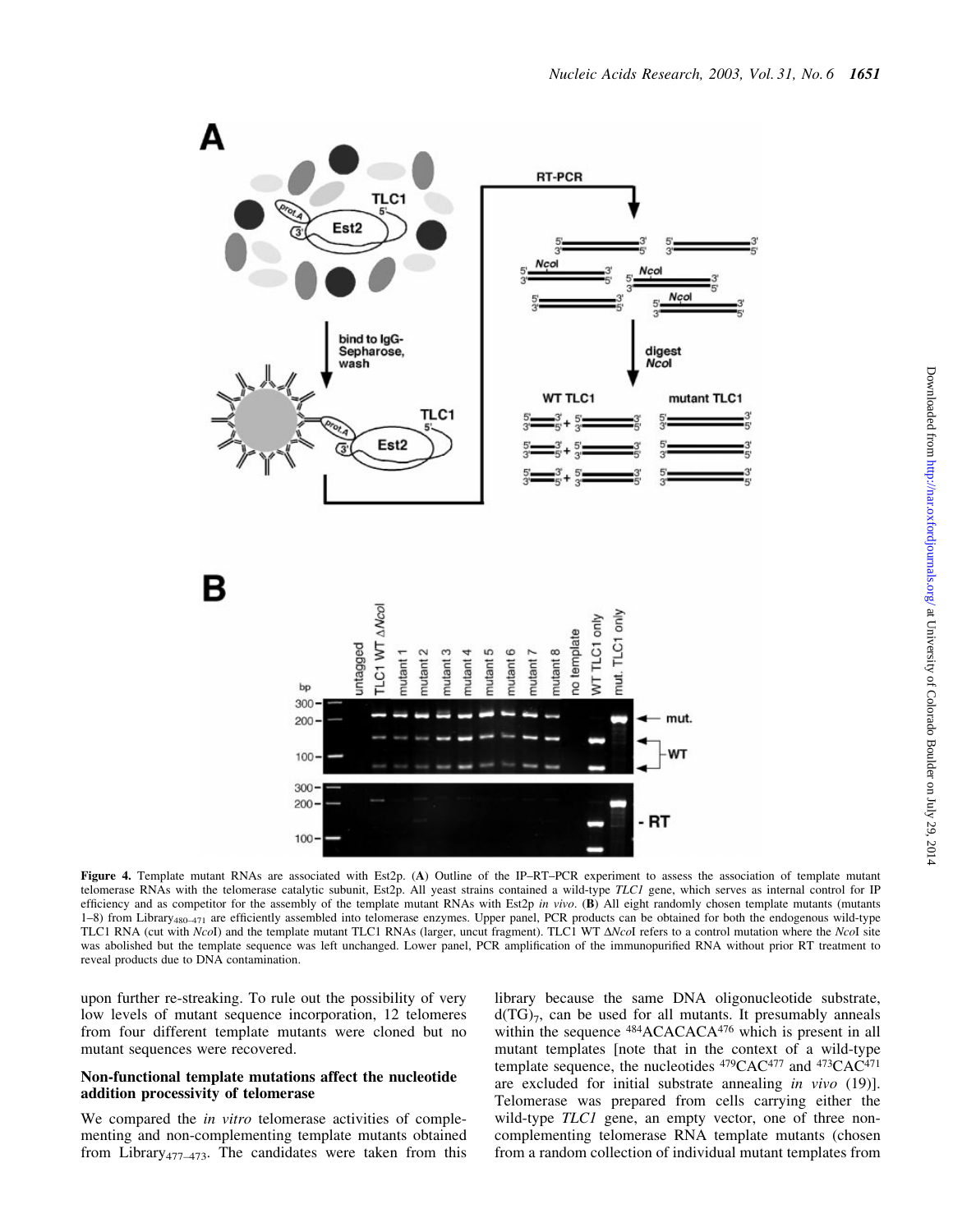**Figure 4.** Template mutant RNAs are associated with Est2p. (**A**) Outline of the IP–RT–PCR experiment to assess the association of template mutant telomerase RNAs with the telomerase catalytic subunit, Est2p. All yeast strains contained a wild-type *TLC1* gene, which serves as internal control for IP efficiency and as competitor for the assembly of the template mutant RNAs with Est2p *in vivo*. (**B**) All eight randomly chosen template mutants (mutants 1–8) from $Library_{480–471}$ are efficiently assembled into telomerase enzymes. Upper panel, PCR products can be obtained for both the endogenous wild-type TLC1 RNA (cut with *Nco*I) and the template mutant TLC1 RNAs (larger, uncut fragment). TLC1 WT Δ*Nco*I refers to a control mutation where the *Nco*I site was abolished but the template sequence was left unchanged. Lower panel, PCR amplification of the immunopurified RNA without prior RT treatment to reveal products due to DNA contamination.

upon further re-streaking. To rule out the possibility of very low levels of mutant sequence incorporation, 12 telomeres from four different template mutants were cloned but no mutant sequences were recovered.

### Non-functional template mutations affect the nucleotide addition processivity of telomerase

We compared the *in vitro* telomerase activities of complementing and non-complementing template mutants obtained from $Library_{477–473}$. The candidates were taken from this library because the same DNA oligonucleotide substrate, $d(TG)_7$, can be used for all mutants. It presumably anneals within the sequence $^{484}$ACACACA$^{476}$ which is present in all mutant templates [note that in the context of a wild-type template sequence, the nucleotides $^{479}$CAC$^{477}$ and $^{473}$CAC$^{471}$ are excluded for initial substrate annealing *in vivo* (19)]. Telomerase was prepared from cells carrying either the wild-type *TLC1* gene, an empty vector, one of three non-complementing telomerase RNA template mutants (chosen from a random collection of individual mutant templates from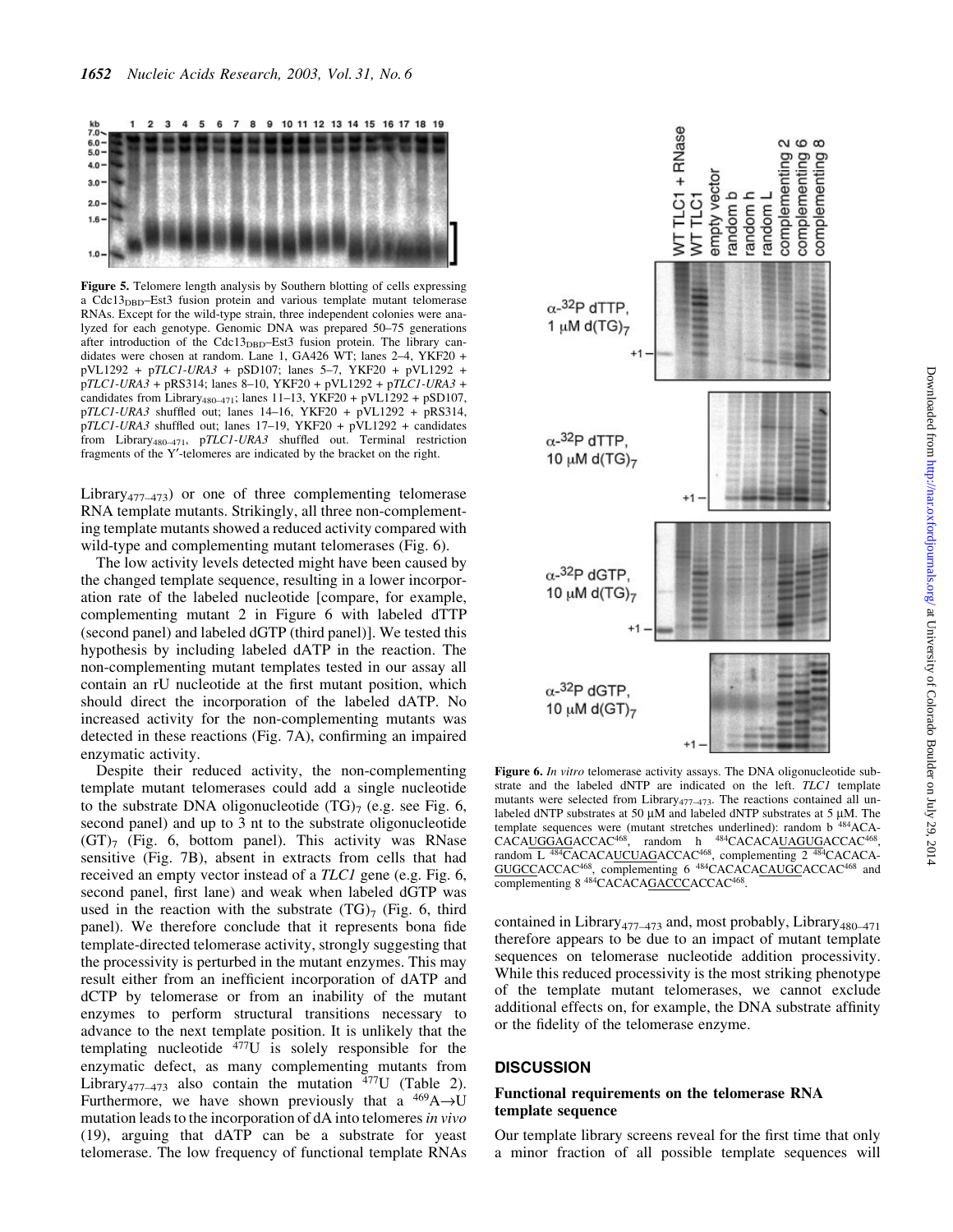**Figure 5.** Telomere length analysis by Southern blotting of cells expressing a $Cdc13_{DBD}$–Est3 fusion protein and various template mutant telomerase RNAs. Except for the wild-type strain, three independent colonies were analyzed for each genotype. Genomic DNA was prepared 50–75 generations after introduction of the $Cdc13_{DBD}$–Est3 fusion protein. The library candidates were chosen at random. Lane 1, GA426 WT; lanes 2–4, YKF20 + pVL1292 + p*TLC1-URA3* + pSD107; lanes 5–7, YKF20 + pVL1292 + p*TLC1-URA3* + pRS314; lanes 8–10, YKF20 + pVL1292 + p*TLC1-URA3* + candidates from $Library_{480–471}$; lanes 11–13, YKF20 + pVL1292 + pSD107, p*TLC1-URA3* shuffled out; lanes 14–16, YKF20 + pVL1292 + pRS314, p*TLC1-URA3* shuffled out; lanes 17–19, YKF20 + pVL1292 + candidates from $Library_{480–471}$, p*TLC1-URA3* shuffled out. Terminal restriction fragments of the Y′-telomeres are indicated by the bracket on the right.

$Library_{477–473}$) or one of three complementing telomerase RNA template mutants. Strikingly, all three non-complementing template mutants showed a reduced activity compared with wild-type and complementing mutant telomerases (Fig. 6).

The low activity levels detected might have been caused by the changed template sequence, resulting in a lower incorporation rate of the labeled nucleotide [compare, for example, complementing mutant 2 in Figure 6 with labeled dTTP (second panel) and labeled dGTP (third panel)]. We tested this hypothesis by including labeled dATP in the reaction. The non-complementing mutant templates tested in our assay all contain an rU nucleotide at the first mutant position, which should direct the incorporation of the labeled dATP. No increased activity for the non-complementing mutants was detected in these reactions (Fig. 7A), confirming an impaired enzymatic activity.

Despite their reduced activity, the non-complementing template mutant telomerases could add a single nucleotide to the substrate DNA oligonucleotide $(TG)_7$ (e.g. see Fig. 6, second panel) and up to 3 nt to the substrate oligonucleotide $(GT)_7$ (Fig. 6, bottom panel). This activity was RNase sensitive (Fig. 7B), absent in extracts from cells that had received an empty vector instead of a *TLC1* gene (e.g. Fig. 6, second panel, first lane) and weak when labeled dGTP was used in the reaction with the substrate $(TG)_7$ (Fig. 6, third panel). We therefore conclude that it represents bona fide template-directed telomerase activity, strongly suggesting that the processivity is perturbed in the mutant enzymes. This may result either from an inefficient incorporation of dATP and dCTP by telomerase or from an inability of the mutant enzymes to perform structural transitions necessary to advance to the next template position. It is unlikely that the templating nucleotide $^{477}$U is solely responsible for the enzymatic defect, as many complementing mutants from $Library_{477–473}$ also contain the mutation $^{477}$U (Table 2). Furthermore, we have shown previously that a $^{469}$A→U mutation leads to the incorporation of dA into telomeres *in vivo* (19), arguing that dATP can be a substrate for yeast telomerase. The low frequency of functional template RNAs contained in $Library_{477–473}$ and, most probably, $Library_{480–471}$ therefore appears to be due to an impact of mutant template sequences on telomerase nucleotide addition processivity. While this reduced processivity is the most striking phenotype of the template mutant telomerases, we cannot exclude additional effects on, for example, the DNA substrate affinity or the fidelity of the telomerase enzyme.

**Figure 6.** *In vitro* telomerase activity assays. The DNA oligonucleotide substrate and the labeled dNTP are indicated on the left. *TLC1* template mutants were selected from $Library_{477–473}$. The reactions contained all unlabeled dNTP substrates at 50 µM and labeled dNTP substrates at 5 µM. The template sequences were (mutant stretches underlined): random b $^{484}$ACACACA<u>UGGAG</u>ACCAC$^{468}$, random h $^{484}$CACACA<u>UAGUG</u>ACCAC$^{468}$, random L $^{484}$CACACA<u>UCUAG</u>ACCAC$^{468}$, complementing 2 $^{484}$CACACA<u>GUGCC</u>ACCAC$^{468}$, complementing 6 $^{484}$CACACA<u>CAUGC</u>ACCAC$^{468}$ and complementing 8 $^{484}$CACACA<u>GACCC</u>ACCAC$^{468}$.

## DISCUSSION

### Functional requirements on the telomerase RNA template sequence

Our template library screens reveal for the first time that only a minor fraction of all possible template sequences will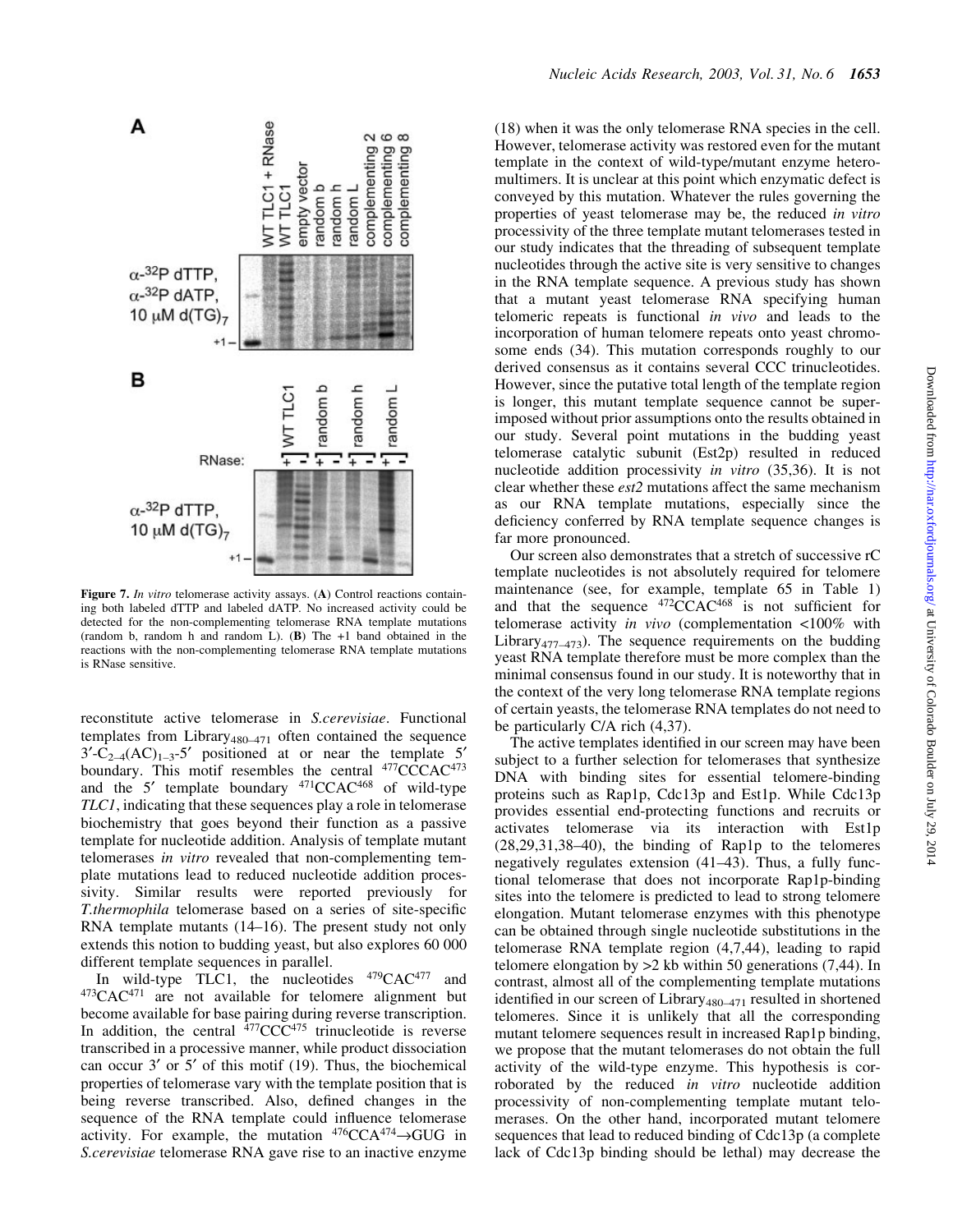Figure 7. *In vitro* telomerase activity assays. (**A**) Control reactions containing both labeled dTTP and labeled dATP. No increased activity could be detected for the non-complementing telomerase RNA template mutations (random b, random h and random L). (**B**) The +1 band obtained in the reactions with the non-complementing telomerase RNA template mutations is RNase sensitive.

reconstitute active telomerase in *S.cerevisiae*. Functional templates from Library$_{480–471}$ often contained the sequence 3′-C$_{2–4}$(AC)$_{1–3}$-5′ positioned at or near the template 5′ boundary. This motif resembles the central $^{477}$CCCAC$^{473}$ and the 5′ template boundary $^{471}$CCAC$^{468}$ of wild-type *TLC1*, indicating that these sequences play a role in telomerase biochemistry that goes beyond their function as a passive template for nucleotide addition. Analysis of template mutant telomerases *in vitro* revealed that non-complementing template mutations lead to reduced nucleotide addition processivity. Similar results were reported previously for *T.thermophila* telomerase based on a series of site-specific RNA template mutants (14–16). The present study not only extends this notion to budding yeast, but also explores 60 000 different template sequences in parallel.

In wild-type TLC1, the nucleotides $^{479}$CAC$^{477}$ and $^{473}$CAC$^{471}$ are not available for telomere alignment but become available for base pairing during reverse transcription. In addition, the central $^{477}$CCC$^{475}$ trinucleotide is reverse transcribed in a processive manner, while product dissociation can occur 3′ or 5′ of this motif (19). Thus, the biochemical properties of telomerase vary with the template position that is being reverse transcribed. Also, defined changes in the sequence of the RNA template could influence telomerase activity. For example, the mutation $^{476}$CCA$^{474}$→GUG in *S.cerevisiae* telomerase RNA gave rise to an inactive enzyme (18) when it was the only telomerase RNA species in the cell. However, telomerase activity was restored even for the mutant template in the context of wild-type/mutant enzyme heteromultimers. It is unclear at this point which enzymatic defect is conveyed by this mutation. Whatever the rules governing the properties of yeast telomerase may be, the reduced *in vitro* processivity of the three template mutant telomerases tested in our study indicates that the threading of subsequent template nucleotides through the active site is very sensitive to changes in the RNA template sequence. A previous study has shown that a mutant yeast telomerase RNA specifying human telomeric repeats is functional *in vivo* and leads to the incorporation of human telomere repeats onto yeast chromosome ends (34). This mutation corresponds roughly to our derived consensus as it contains several CCC trinucleotides. However, since the putative total length of the template region is longer, this mutant template sequence cannot be superimposed without prior assumptions onto the results obtained in our study. Several point mutations in the budding yeast telomerase catalytic subunit (Est2p) resulted in reduced nucleotide addition processivity *in vitro* (35,36). It is not clear whether these *est2* mutations affect the same mechanism as our RNA template mutations, especially since the deficiency conferred by RNA template sequence changes is far more pronounced.

Our screen also demonstrates that a stretch of successive rC template nucleotides is not absolutely required for telomere maintenance (see, for example, template 65 in Table 1) and that the sequence $^{472}$CCAC$^{468}$ is not sufficient for telomerase activity *in vivo* (complementation <100% with Library$_{477–473}$). The sequence requirements on the budding yeast RNA template therefore must be more complex than the minimal consensus found in our study. It is noteworthy that in the context of the very long telomerase RNA template regions of certain yeasts, the telomerase RNA templates do not need to be particularly C/A rich (4,37).

The active templates identified in our screen may have been subject to a further selection for telomerases that synthesize DNA with binding sites for essential telomere-binding proteins such as Rap1p, Cdc13p and Est1p. While Cdc13p provides essential end-protecting functions and recruits or activates telomerase via its interaction with Est1p (28,29,31,38–40), the binding of Rap1p to the telomeres negatively regulates extension (41–43). Thus, a fully functional telomerase that does not incorporate Rap1p-binding sites into the telomere is predicted to lead to strong telomere elongation. Mutant telomerase enzymes with this phenotype can be obtained through single nucleotide substitutions in the telomerase RNA template region (4,7,44), leading to rapid telomere elongation by >2 kb within 50 generations (7,44). In contrast, almost all of the complementing template mutations identified in our screen of Library$_{480–471}$ resulted in shortened telomeres. Since it is unlikely that all the corresponding mutant telomere sequences result in increased Rap1p binding, we propose that the mutant telomerases do not obtain the full activity of the wild-type enzyme. This hypothesis is corroborated by the reduced *in vitro* nucleotide addition processivity of non-complementing template mutant telomerases. On the other hand, incorporated mutant telomere sequences that lead to reduced binding of Cdc13p (a complete lack of Cdc13p binding should be lethal) may decrease the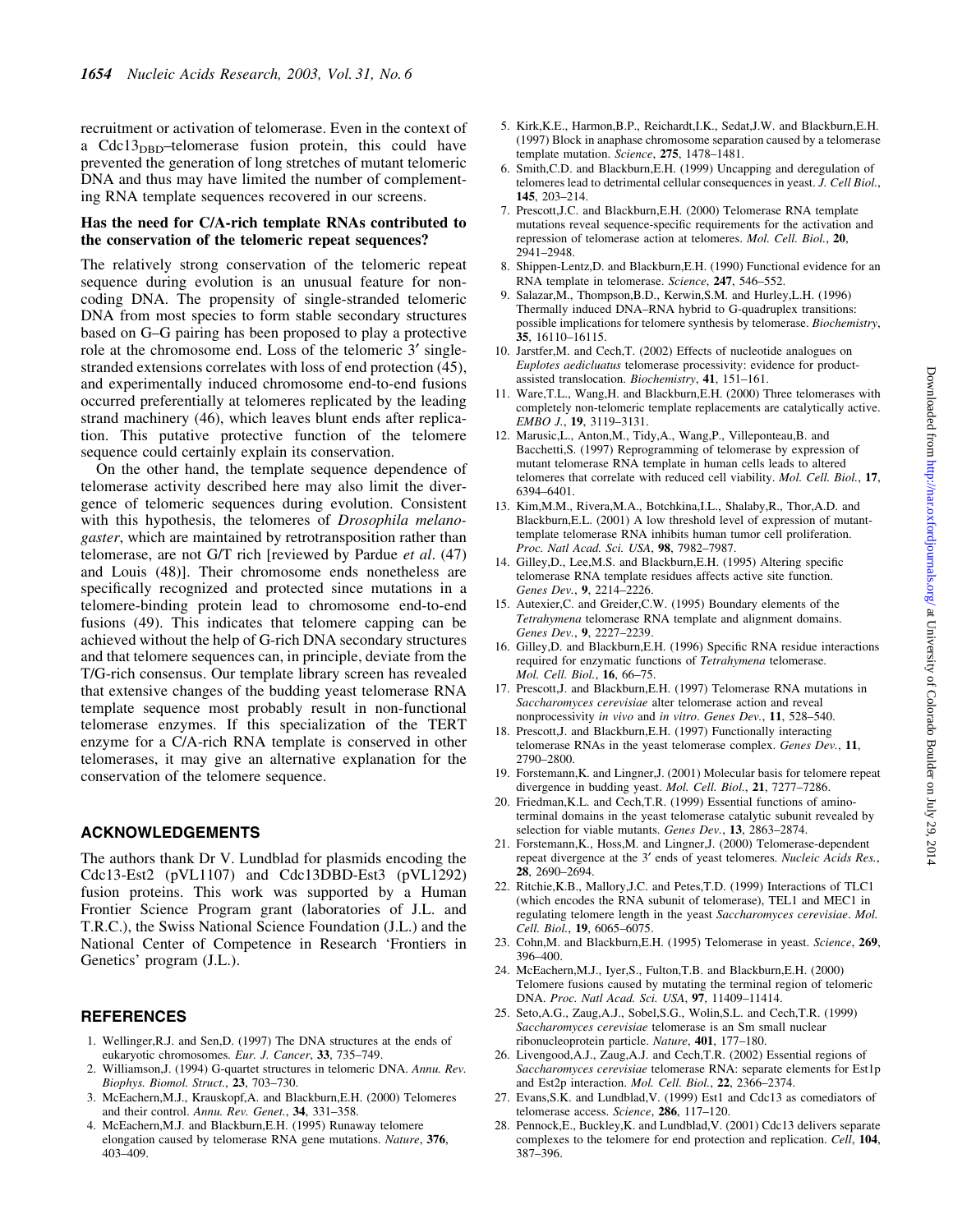recruitment or activation of telomerase. Even in the context of a $Cdc13_{DBD}$–telomerase fusion protein, this could have prevented the generation of long stretches of mutant telomeric DNA and thus may have limited the number of complementing RNA template sequences recovered in our screens.

### Has the need for C/A-rich template RNAs contributed to the conservation of the telomeric repeat sequences?

The relatively strong conservation of the telomeric repeat sequence during evolution is an unusual feature for noncoding DNA. The propensity of single-stranded telomeric DNA from most species to form stable secondary structures based on G–G pairing has been proposed to play a protective role at the chromosome end. Loss of the telomeric 3′ single-stranded extensions correlates with loss of end protection (45), and experimentally induced chromosome end-to-end fusions occurred preferentially at telomeres replicated by the leading strand machinery (46), which leaves blunt ends after replication. This putative protective function of the telomere sequence could certainly explain its conservation.

On the other hand, the template sequence dependence of telomerase activity described here may also limit the divergence of telomeric sequences during evolution. Consistent with this hypothesis, the telomeres of *Drosophila melanogaster*, which are maintained by retrotransposition rather than telomerase, are not G/T rich [reviewed by Pardue *et al*. (47) and Louis (48)]. Their chromosome ends nonetheless are specifically recognized and protected since mutations in a telomere-binding protein lead to chromosome end-to-end fusions (49). This indicates that telomere capping can be achieved without the help of G-rich DNA secondary structures and that telomere sequences can, in principle, deviate from the T/G-rich consensus. Our template library screen has revealed that extensive changes of the budding yeast telomerase RNA template sequence most probably result in non-functional telomerase enzymes. If this specialization of the TERT enzyme for a C/A-rich RNA template is conserved in other telomerases, it may give an alternative explanation for the conservation of the telomere sequence.

## ACKNOWLEDGEMENTS

The authors thank Dr V. Lundblad for plasmids encoding the Cdc13-Est2 (pVL1107) and Cdc13DBD-Est3 (pVL1292) fusion proteins. This work was supported by a Human Frontier Science Program grant (laboratories of J.L. and T.R.C.), the Swiss National Science Foundation (J.L.) and the National Center of Competence in Research 'Frontiers in Genetics' program (J.L.).

## REFERENCES

1. Wellinger,R.J. and Sen,D. (1997) The DNA structures at the ends of eukaryotic chromosomes. *Eur. J. Cancer*, **33**, 735–749.
2. Williamson,J. (1994) G-quartet structures in telomeric DNA. *Annu. Rev. Biophys. Biomol. Struct.*, **23**, 703–730.
3. McEachern,M.J., Krauskopf,A. and Blackburn,E.H. (2000) Telomeres and their control. *Annu. Rev. Genet.*, **34**, 331–358.
4. McEachern,M.J. and Blackburn,E.H. (1995) Runaway telomere elongation caused by telomerase RNA gene mutations. *Nature*, **376**, 403–409.
5. Kirk,K.E., Harmon,B.P., Reichardt,I.K., Sedat,J.W. and Blackburn,E.H. (1997) Block in anaphase chromosome separation caused by a telomerase template mutation. *Science*, **275**, 1478–1481.
6. Smith,C.D. and Blackburn,E.H. (1999) Uncapping and deregulation of telomeres lead to detrimental cellular consequences in yeast. *J. Cell Biol.*, **145**, 203–214.
7. Prescott,J.C. and Blackburn,E.H. (2000) Telomerase RNA template mutations reveal sequence-specific requirements for the activation and repression of telomerase action at telomeres. *Mol. Cell. Biol.*, **20**, 2941–2948.
8. Shippen-Lentz,D. and Blackburn,E.H. (1990) Functional evidence for an RNA template in telomerase. *Science*, **247**, 546–552.
9. Salazar,M., Thompson,B.D., Kerwin,S.M. and Hurley,L.H. (1996) Thermally induced DNA–RNA hybrid to G-quadruplex transitions: possible implications for telomere synthesis by telomerase. *Biochemistry*, **35**, 16110–16115.
10. Jarstfer,M. and Cech,T. (2002) Effects of nucleotide analogues on *Euplotes aedicluatus* telomerase processivity: evidence for product-assisted translocation. *Biochemistry*, **41**, 151–161.
11. Ware,T.L., Wang,H. and Blackburn,E.H. (2000) Three telomerases with completely non-telomeric template replacements are catalytically active. *EMBO J.*, **19**, 3119–3131.
12. Marusic,L., Anton,M., Tidy,A., Wang,P., Villeponteau,B. and Bacchetti,S. (1997) Reprogramming of telomerase by expression of mutant telomerase RNA template in human cells leads to altered telomeres that correlate with reduced cell viability. *Mol. Cell. Biol.*, **17**, 6394–6401.
13. Kim,M.M., Rivera,M.A., Botchkina,I.L., Shalaby,R., Thor,A.D. and Blackburn,E.L. (2001) A low threshold level of expression of mutant-template telomerase RNA inhibits human tumor cell proliferation. *Proc. Natl Acad. Sci. USA*, **98**, 7982–7987.
14. Gilley,D., Lee,M.S. and Blackburn,E.H. (1995) Altering specific telomerase RNA template residues affects active site function. *Genes Dev.*, **9**, 2214–2226.
15. Autexier,C. and Greider,C.W. (1995) Boundary elements of the *Tetrahymena* telomerase RNA template and alignment domains. *Genes Dev.*, **9**, 2227–2239.
16. Gilley,D. and Blackburn,E.H. (1996) Specific RNA residue interactions required for enzymatic functions of *Tetrahymena* telomerase. *Mol. Cell. Biol.*, **16**, 66–75.
17. Prescott,J. and Blackburn,E.H. (1997) Telomerase RNA mutations in *Saccharomyces cerevisiae* alter telomerase action and reveal nonprocessivity *in vivo* and *in vitro*. *Genes Dev.*, **11**, 528–540.
18. Prescott,J. and Blackburn,E.H. (1997) Functionally interacting telomerase RNAs in the yeast telomerase complex. *Genes Dev.*, **11**, 2790–2800.
19. Forstemann,K. and Lingner,J. (2001) Molecular basis for telomere repeat divergence in budding yeast. *Mol. Cell. Biol.*, **21**, 7277–7286.
20. Friedman,K.L. and Cech,T.R. (1999) Essential functions of amino-terminal domains in the yeast telomerase catalytic subunit revealed by selection for viable mutants. *Genes Dev.*, **13**, 2863–2874.
21. Forstemann,K., Hoss,M. and Lingner,J. (2000) Telomerase-dependent repeat divergence at the 3′ ends of yeast telomeres. *Nucleic Acids Res.*, **28**, 2690–2694.
22. Ritchie,K.B., Mallory,J.C. and Petes,T.D. (1999) Interactions of TLC1 (which encodes the RNA subunit of telomerase), TEL1 and MEC1 in regulating telomere length in the yeast *Saccharomyces cerevisiae*. *Mol. Cell. Biol.*, **19**, 6065–6075.
23. Cohn,M. and Blackburn,E.H. (1995) Telomerase in yeast. *Science*, **269**, 396–400.
24. McEachern,M.J., Iyer,S., Fulton,T.B. and Blackburn,E.H. (2000) Telomere fusions caused by mutating the terminal region of telomeric DNA. *Proc. Natl Acad. Sci. USA*, **97**, 11409–11414.
25. Seto,A.G., Zaug,A.J., Sobel,S.G., Wolin,S.L. and Cech,T.R. (1999) *Saccharomyces cerevisiae* telomerase is an Sm small nuclear ribonucleoprotein particle. *Nature*, **401**, 177–180.
26. Livengood,A.J., Zaug,A.J. and Cech,T.R. (2002) Essential regions of *Saccharomyces cerevisiae* telomerase RNA: separate elements for Est1p and Est2p interaction. *Mol. Cell. Biol.*, **22**, 2366–2374.
27. Evans,S.K. and Lundblad,V. (1999) Est1 and Cdc13 as comediators of telomerase access. *Science*, **286**, 117–120.
28. Pennock,E., Buckley,K. and Lundblad,V. (2001) Cdc13 delivers separate complexes to the telomere for end protection and replication. *Cell*, **104**, 387–396.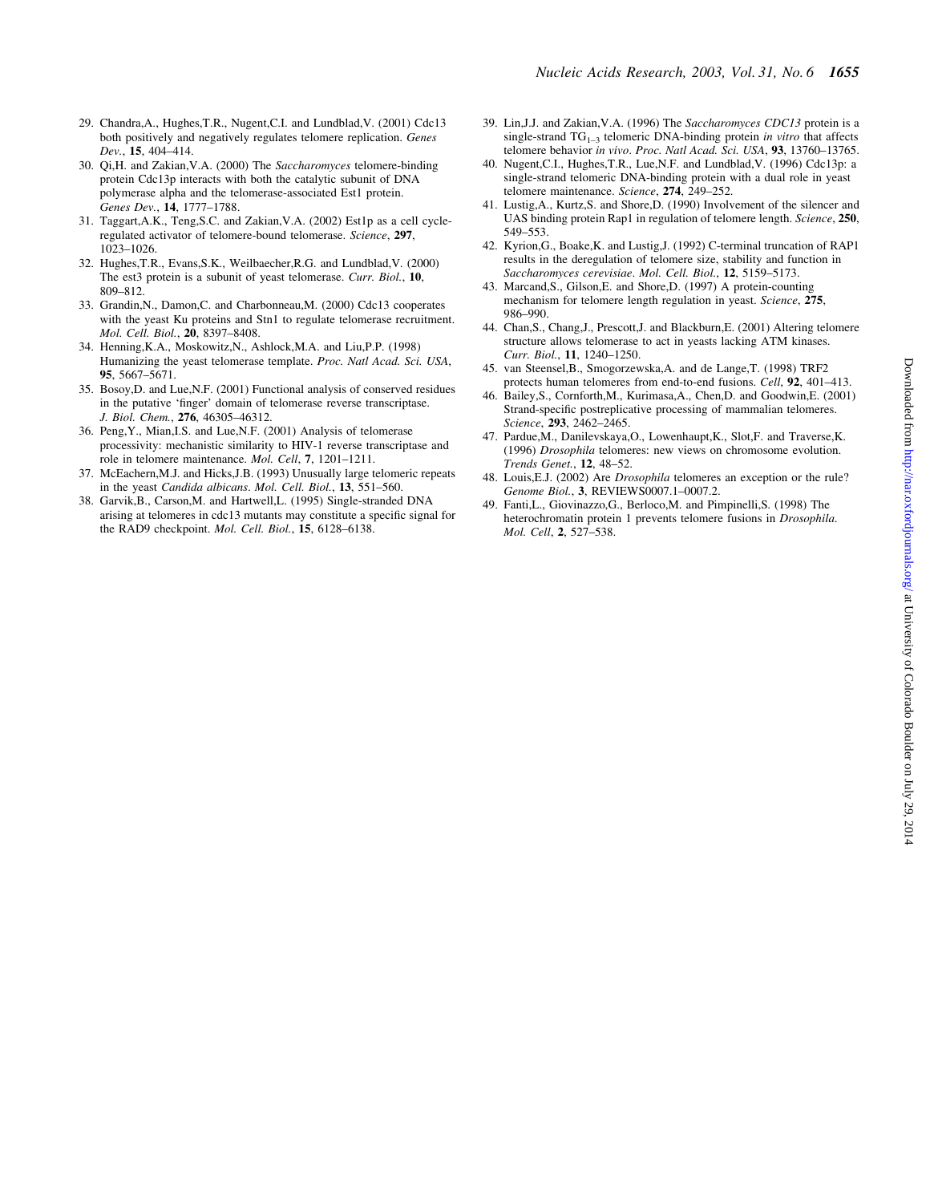29. Chandra,A., Hughes,T.R., Nugent,C.I. and Lundblad,V. (2001) Cdc13 both positively and negatively regulates telomere replication. *Genes Dev.*, **15**, 404–414.
30. Qi,H. and Zakian,V.A. (2000) The *Saccharomyces* telomere-binding protein Cdc13p interacts with both the catalytic subunit of DNA polymerase alpha and the telomerase-associated Est1 protein. *Genes Dev.*, **14**, 1777–1788.
31. Taggart,A.K., Teng,S.C. and Zakian,V.A. (2002) Est1p as a cell cycle-regulated activator of telomere-bound telomerase. *Science*, **297**, 1023–1026.
32. Hughes,T.R., Evans,S.K., Weilbaecher,R.G. and Lundblad,V. (2000) The est3 protein is a subunit of yeast telomerase. *Curr. Biol.*, **10**, 809–812.
33. Grandin,N., Damon,C. and Charbonneau,M. (2000) Cdc13 cooperates with the yeast Ku proteins and Stn1 to regulate telomerase recruitment. *Mol. Cell. Biol.*, **20**, 8397–8408.
34. Henning,K.A., Moskowitz,N., Ashlock,M.A. and Liu,P.P. (1998) Humanizing the yeast telomerase template. *Proc. Natl Acad. Sci. USA*, **95**, 5667–5671.
35. Bosoy,D. and Lue,N.F. (2001) Functional analysis of conserved residues in the putative 'finger' domain of telomerase reverse transcriptase. *J. Biol. Chem.*, **276**, 46305–46312.
36. Peng,Y., Mian,I.S. and Lue,N.F. (2001) Analysis of telomerase processivity: mechanistic similarity to HIV-1 reverse transcriptase and role in telomere maintenance. *Mol. Cell*, **7**, 1201–1211.
37. McEachern,M.J. and Hicks,J.B. (1993) Unusually large telomeric repeats in the yeast *Candida albicans*. *Mol. Cell. Biol.*, **13**, 551–560.
38. Garvik,B., Carson,M. and Hartwell,L. (1995) Single-stranded DNA arising at telomeres in cdc13 mutants may constitute a specific signal for the RAD9 checkpoint. *Mol. Cell. Biol.*, **15**, 6128–6138.
39. Lin,J.J. and Zakian,V.A. (1996) The *Saccharomyces CDC13* protein is a single-strand $TG_{1-3}$ telomeric DNA-binding protein *in vitro* that affects telomere behavior *in vivo*. *Proc. Natl Acad. Sci. USA*, **93**, 13760–13765.
40. Nugent,C.I., Hughes,T.R., Lue,N.F. and Lundblad,V. (1996) Cdc13p: a single-strand telomeric DNA-binding protein with a dual role in yeast telomere maintenance. *Science*, **274**, 249–252.
41. Lustig,A., Kurtz,S. and Shore,D. (1990) Involvement of the silencer and UAS binding protein Rap1 in regulation of telomere length. *Science*, **250**, 549–553.
42. Kyrion,G., Boake,K. and Lustig,J. (1992) C-terminal truncation of RAP1 results in the deregulation of telomere size, stability and function in *Saccharomyces cerevisiae*. *Mol. Cell. Biol.*, **12**, 5159–5173.
43. Marcand,S., Gilson,E. and Shore,D. (1997) A protein-counting mechanism for telomere length regulation in yeast. *Science*, **275**, 986–990.
44. Chan,S., Chang,J., Prescott,J. and Blackburn,E. (2001) Altering telomere structure allows telomerase to act in yeasts lacking ATM kinases. *Curr. Biol.*, **11**, 1240–1250.
45. van Steensel,B., Smogorzewska,A. and de Lange,T. (1998) TRF2 protects human telomeres from end-to-end fusions. *Cell*, **92**, 401–413.
46. Bailey,S., Cornforth,M., Kurimasa,A., Chen,D. and Goodwin,E. (2001) Strand-specific postreplicative processing of mammalian telomeres. *Science*, **293**, 2462–2465.
47. Pardue,M., Danilevskaya,O., Lowenhaupt,K., Slot,F. and Traverse,K. (1996) *Drosophila* telomeres: new views on chromosome evolution. *Trends Genet.*, **12**, 48–52.
48. Louis,E.J. (2002) Are *Drosophila* telomeres an exception or the rule? *Genome Biol.*, **3**, REVIEWS0007.1–0007.2.
49. Fanti,L., Giovinazzo,G., Berloco,M. and Pimpinelli,S. (1998) The heterochromatin protein 1 prevents telomere fusions in *Drosophila*. *Mol. Cell*, **2**, 527–538.